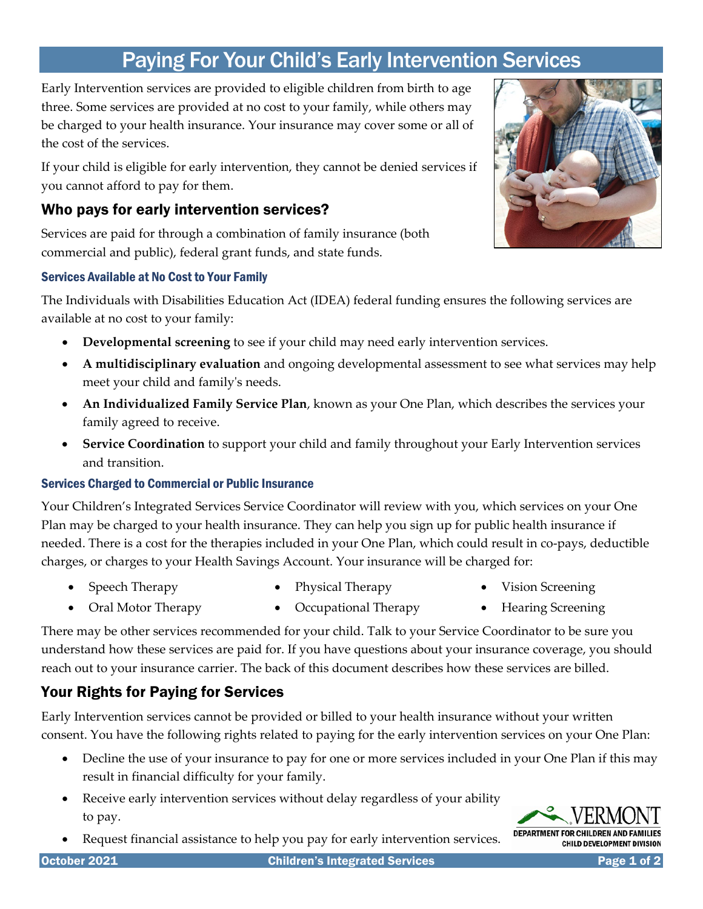# Paying For Your Child's Early Intervention Services

Early Intervention services are provided to eligible children from birth to age three. Some services are provided at no cost to your family, while others may be charged to your health insurance. Your insurance may cover some or all of the cost of the services.

If your child is eligible for early intervention, they cannot be denied services if you cannot afford to pay for them.

## Who pays for early intervention services?

Services are paid for through a combination of family insurance (both commercial and public), federal grant funds, and state funds.

### Services Available at No Cost to Your Family

The Individuals with Disabilities Education Act (IDEA) federal funding ensures the following services are available at no cost to your family:

- **Developmental screening** to see if your child may need early intervention services.
- **A multidisciplinary evaluation** and ongoing developmental assessment to see what services may help meet your child and family's needs.
- **An Individualized Family Service Plan**, known as your One Plan, which describes the services your family agreed to receive.
- **Service Coordination** to support your child and family throughout your Early Intervention services and transition.

### Services Charged to Commercial or Public Insurance

Your Children's Integrated Services Service Coordinator will review with you, which services on your One Plan may be charged to your health insurance. They can help you sign up for public health insurance if needed. There is a cost for the therapies included in your One Plan, which could result in co-pays, deductible charges, or charges to your Health Savings Account. Your insurance will be charged for:

- Speech Therapy
- Oral Motor Therapy
- Physical Therapy
- Occupational Therapy
- Vision Screening
- Hearing Screening

There may be other services recommended for your child. Talk to your Service Coordinator to be sure you understand how these services are paid for. If you have questions about your insurance coverage, you should reach out to your insurance carrier. The back of this document describes how these services are billed.

## Your Rights for Paying for Services

Early Intervention services cannot be provided or billed to your health insurance without your written consent. You have the following rights related to paying for the early intervention services on your One Plan:

- Decline the use of your insurance to pay for one or more services included in your One Plan if this may result in financial difficulty for your family.
- Receive early intervention services without delay regardless of your ability to pay.
- Request financial assistance to help you pay for early intervention services.

VERMONT DEPARTMENT FOR CHILDREN AND FAMILIES CHILD DEVELOPMENT DIVISION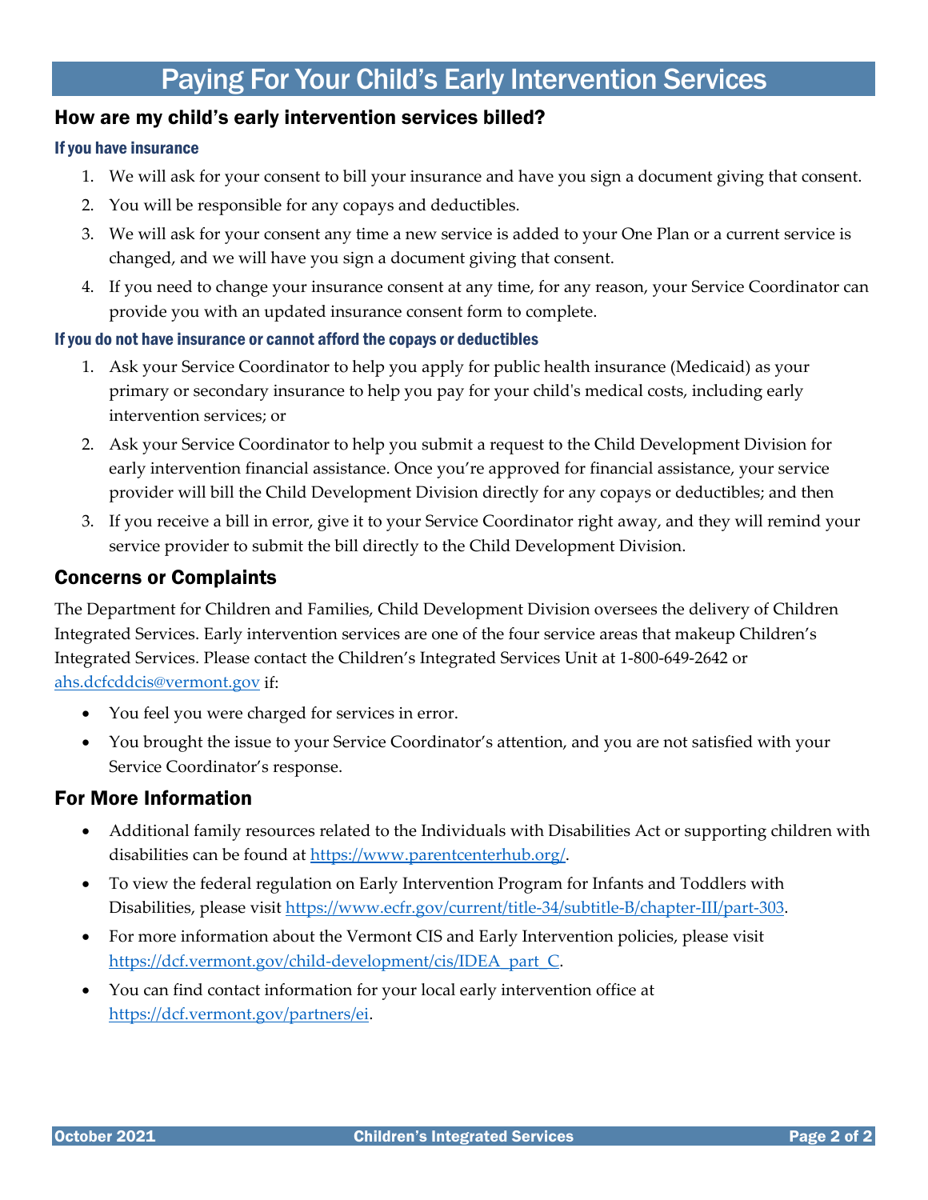# Paying For Your Child's Early Intervention Services

## How are my child's early intervention services billed?

### If you have insurance

1. We will ask for your consent to bill your insurance and have you sign a document giving that consent.
2. You will be responsible for any copays and deductibles.
3. We will ask for your consent any time a new service is added to your One Plan or a current service is changed, and we will have you sign a document giving that consent.
4. If you need to change your insurance consent at any time, for any reason, your Service Coordinator can provide you with an updated insurance consent form to complete.

### If you do not have insurance or cannot afford the copays or deductibles

1. Ask your Service Coordinator to help you apply for public health insurance (Medicaid) as your primary or secondary insurance to help you pay for your child's medical costs, including early intervention services; or
2. Ask your Service Coordinator to help you submit a request to the Child Development Division for early intervention financial assistance. Once you're approved for financial assistance, your service provider will bill the Child Development Division directly for any copays or deductibles; and then
3. If you receive a bill in error, give it to your Service Coordinator right away, and they will remind your service provider to submit the bill directly to the Child Development Division.

## Concerns or Complaints

The Department for Children and Families, Child Development Division oversees the delivery of Children Integrated Services. Early intervention services are one of the four service areas that makeup Children's Integrated Services. Please contact the Children's Integrated Services Unit at 1-800-649-2642 or ahs.dcfcddcis@vermont.gov if:

- You feel you were charged for services in error.
- You brought the issue to your Service Coordinator's attention, and you are not satisfied with your Service Coordinator's response.

## For More Information

- Additional family resources related to the Individuals with Disabilities Act or supporting children with disabilities can be found at https://www.parentcenterhub.org/.
- To view the federal regulation on Early Intervention Program for Infants and Toddlers with Disabilities, please visit https://www.ecfr.gov/current/title-34/subtitle-B/chapter-III/part-303.
- For more information about the Vermont CIS and Early Intervention policies, please visit https://dcf.vermont.gov/child-development/cis/IDEA_part_C.
- You can find contact information for your local early intervention office at https://dcf.vermont.gov/partners/ei.